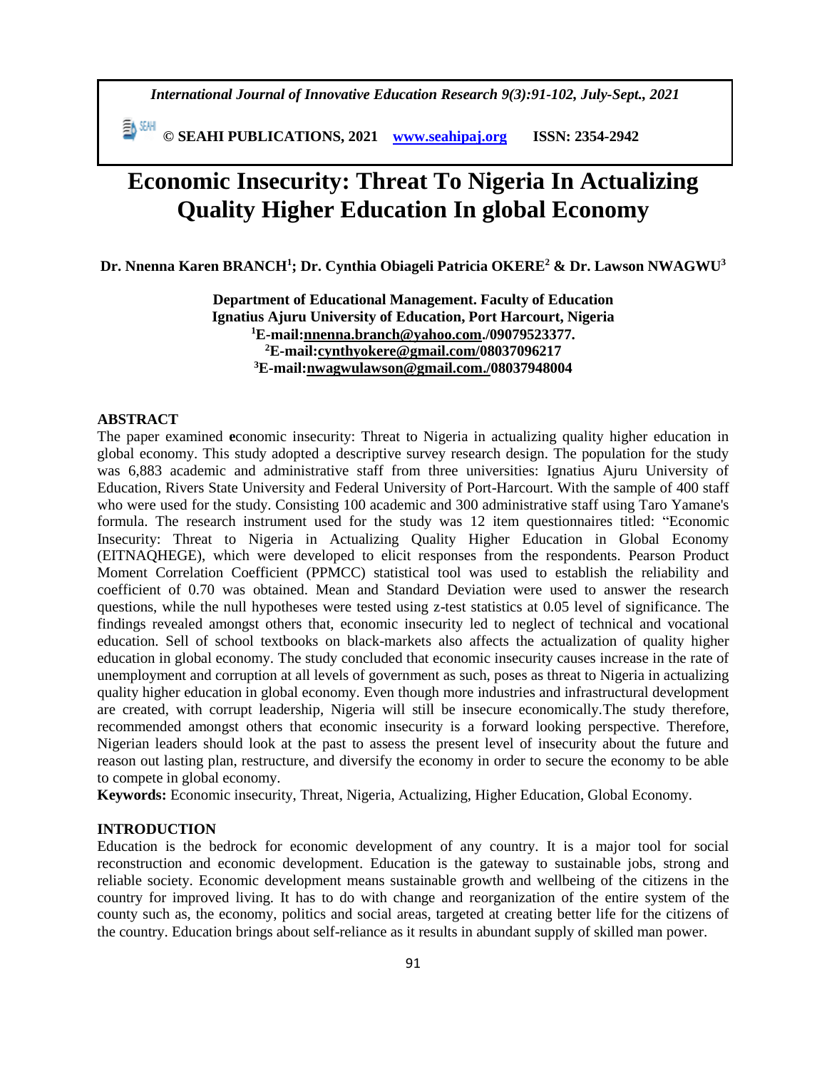# Economic Insecurity: Threat To Nigeria In Actualizing Quality Higher Education In global Economy

**Dr. Nnenna Karen BRANCH[1]; Dr. Cynthia Obiageli Patricia OKERE[2] & Dr. Lawson NWAGWU[3]**

**Department of Educational Management. Faculty of Education**
**Ignatius Ajuru University of Education, Port Harcourt, Nigeria**
**[1]E-mail:nnenna.branch@yahoo.com./09079523377.**
**[2]E-mail:cynthyokere@gmail.com/08037096217**
**[3]E-mail:nwagwulawson@gmail.com./08037948004**

## ABSTRACT

The paper examined **e**conomic insecurity: Threat to Nigeria in actualizing quality higher education in global economy. This study adopted a descriptive survey research design. The population for the study was 6,883 academic and administrative staff from three universities: Ignatius Ajuru University of Education, Rivers State University and Federal University of Port-Harcourt. With the sample of 400 staff who were used for the study. Consisting 100 academic and 300 administrative staff using Taro Yamane's formula. The research instrument used for the study was 12 item questionnaires titled: "Economic Insecurity: Threat to Nigeria in Actualizing Quality Higher Education in Global Economy (EITNAQHEGE), which were developed to elicit responses from the respondents. Pearson Product Moment Correlation Coefficient (PPMCC) statistical tool was used to establish the reliability and coefficient of 0.70 was obtained. Mean and Standard Deviation were used to answer the research questions, while the null hypotheses were tested using z-test statistics at 0.05 level of significance. The findings revealed amongst others that, economic insecurity led to neglect of technical and vocational education. Sell of school textbooks on black-markets also affects the actualization of quality higher education in global economy. The study concluded that economic insecurity causes increase in the rate of unemployment and corruption at all levels of government as such, poses as threat to Nigeria in actualizing quality higher education in global economy. Even though more industries and infrastructural development are created, with corrupt leadership, Nigeria will still be insecure economically.The study therefore, recommended amongst others that economic insecurity is a forward looking perspective. Therefore, Nigerian leaders should look at the past to assess the present level of insecurity about the future and reason out lasting plan, restructure, and diversify the economy in order to secure the economy to be able to compete in global economy.

**Keywords:** Economic insecurity, Threat, Nigeria, Actualizing, Higher Education, Global Economy.

## INTRODUCTION

Education is the bedrock for economic development of any country. It is a major tool for social reconstruction and economic development. Education is the gateway to sustainable jobs, strong and reliable society. Economic development means sustainable growth and wellbeing of the citizens in the country for improved living. It has to do with change and reorganization of the entire system of the county such as, the economy, politics and social areas, targeted at creating better life for the citizens of the country. Education brings about self-reliance as it results in abundant supply of skilled man power.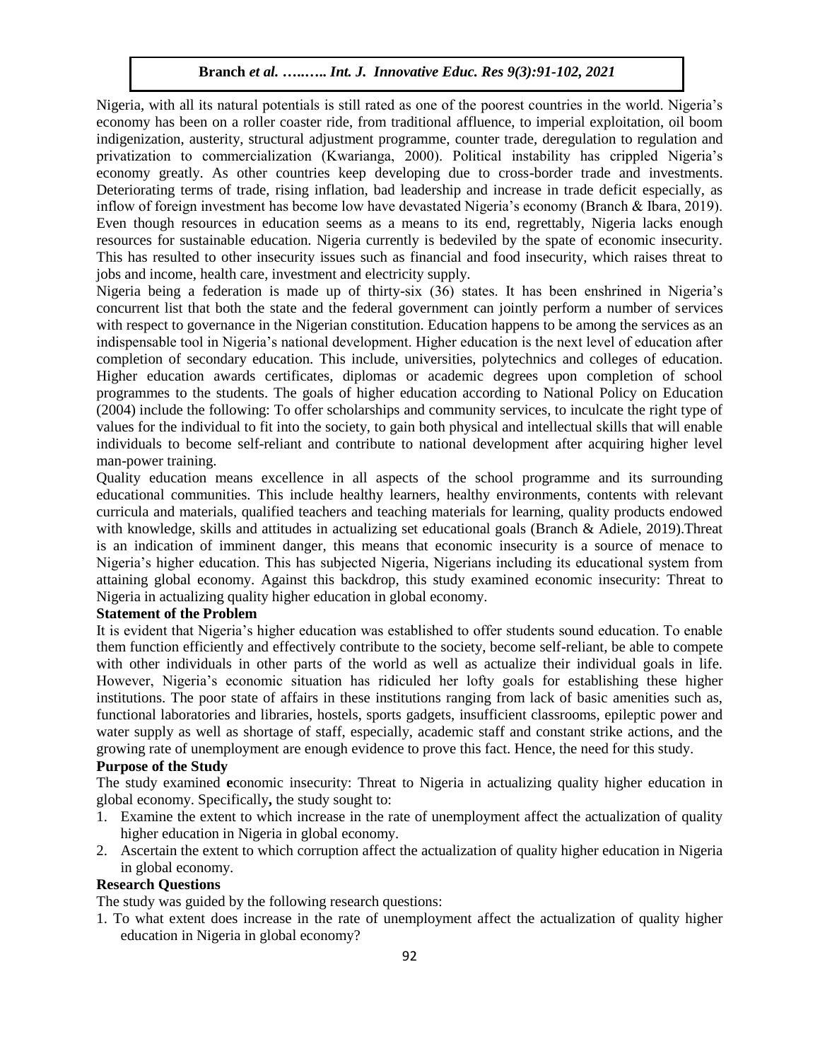Nigeria, with all its natural potentials is still rated as one of the poorest countries in the world. Nigeria's economy has been on a roller coaster ride, from traditional affluence, to imperial exploitation, oil boom indigenization, austerity, structural adjustment programme, counter trade, deregulation to regulation and privatization to commercialization (Kwarianga, 2000). Political instability has crippled Nigeria's economy greatly. As other countries keep developing due to cross-border trade and investments. Deteriorating terms of trade, rising inflation, bad leadership and increase in trade deficit especially, as inflow of foreign investment has become low have devastated Nigeria's economy (Branch & Ibara, 2019). Even though resources in education seems as a means to its end, regrettably, Nigeria lacks enough resources for sustainable education. Nigeria currently is bedeviled by the spate of economic insecurity. This has resulted to other insecurity issues such as financial and food insecurity, which raises threat to jobs and income, health care, investment and electricity supply.

Nigeria being a federation is made up of thirty-six (36) states. It has been enshrined in Nigeria's concurrent list that both the state and the federal government can jointly perform a number of services with respect to governance in the Nigerian constitution. Education happens to be among the services as an indispensable tool in Nigeria's national development. Higher education is the next level of education after completion of secondary education. This include, universities, polytechnics and colleges of education. Higher education awards certificates, diplomas or academic degrees upon completion of school programmes to the students. The goals of higher education according to National Policy on Education (2004) include the following: To offer scholarships and community services, to inculcate the right type of values for the individual to fit into the society, to gain both physical and intellectual skills that will enable individuals to become self-reliant and contribute to national development after acquiring higher level man-power training.

Quality education means excellence in all aspects of the school programme and its surrounding educational communities. This include healthy learners, healthy environments, contents with relevant curricula and materials, qualified teachers and teaching materials for learning, quality products endowed with knowledge, skills and attitudes in actualizing set educational goals (Branch & Adiele, 2019).Threat is an indication of imminent danger, this means that economic insecurity is a source of menace to Nigeria's higher education. This has subjected Nigeria, Nigerians including its educational system from attaining global economy. Against this backdrop, this study examined economic insecurity: Threat to Nigeria in actualizing quality higher education in global economy.

## Statement of the Problem

It is evident that Nigeria's higher education was established to offer students sound education. To enable them function efficiently and effectively contribute to the society, become self-reliant, be able to compete with other individuals in other parts of the world as well as actualize their individual goals in life. However, Nigeria's economic situation has ridiculed her lofty goals for establishing these higher institutions. The poor state of affairs in these institutions ranging from lack of basic amenities such as, functional laboratories and libraries, hostels, sports gadgets, insufficient classrooms, epileptic power and water supply as well as shortage of staff, especially, academic staff and constant strike actions, and the growing rate of unemployment are enough evidence to prove this fact. Hence, the need for this study.

## Purpose of the Study

The study examined **e**conomic insecurity: Threat to Nigeria in actualizing quality higher education in global economy. Specifically**,** the study sought to:

1. Examine the extent to which increase in the rate of unemployment affect the actualization of quality higher education in Nigeria in global economy.
2. Ascertain the extent to which corruption affect the actualization of quality higher education in Nigeria in global economy.

## Research Questions

The study was guided by the following research questions:

1. To what extent does increase in the rate of unemployment affect the actualization of quality higher education in Nigeria in global economy?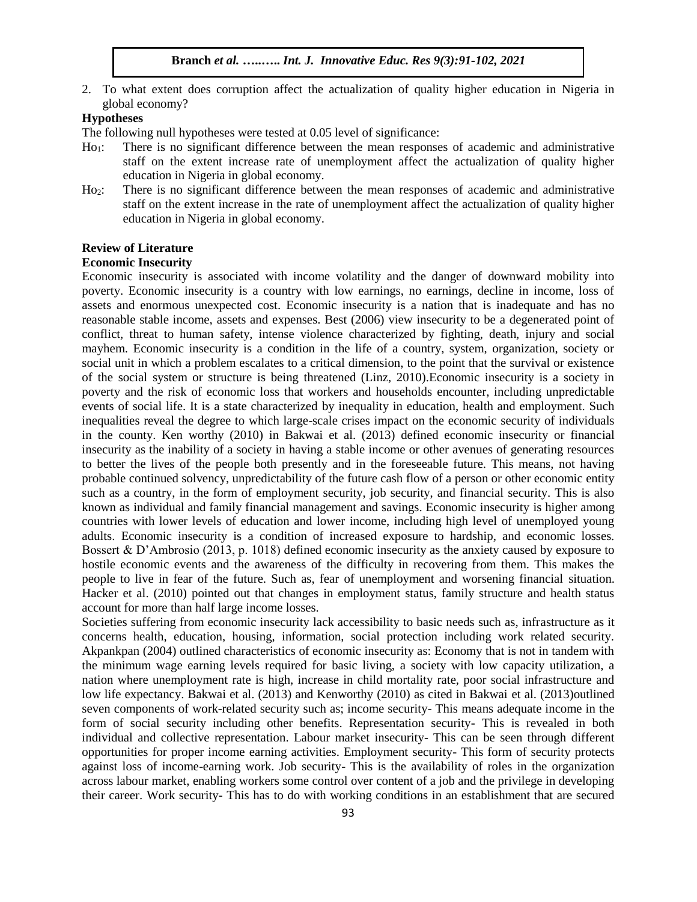2. To what extent does corruption affect the actualization of quality higher education in Nigeria in global economy?

### Hypotheses

The following null hypotheses were tested at 0.05 level of significance:

$Ho_1$: There is no significant difference between the mean responses of academic and administrative staff on the extent increase rate of unemployment affect the actualization of quality higher education in Nigeria in global economy.

$Ho_2$: There is no significant difference between the mean responses of academic and administrative staff on the extent increase in the rate of unemployment affect the actualization of quality higher education in Nigeria in global economy.

## Review of Literature

### Economic Insecurity

Economic insecurity is associated with income volatility and the danger of downward mobility into poverty. Economic insecurity is a country with low earnings, no earnings, decline in income, loss of assets and enormous unexpected cost. Economic insecurity is a nation that is inadequate and has no reasonable stable income, assets and expenses. Best (2006) view insecurity to be a degenerated point of conflict, threat to human safety, intense violence characterized by fighting, death, injury and social mayhem. Economic insecurity is a condition in the life of a country, system, organization, society or social unit in which a problem escalates to a critical dimension, to the point that the survival or existence of the social system or structure is being threatened (Linz, 2010).Economic insecurity is a society in poverty and the risk of economic loss that workers and households encounter, including unpredictable events of social life. It is a state characterized by inequality in education, health and employment. Such inequalities reveal the degree to which large-scale crises impact on the economic security of individuals in the county. Ken worthy (2010) in Bakwai et al. (2013) defined economic insecurity or financial insecurity as the inability of a society in having a stable income or other avenues of generating resources to better the lives of the people both presently and in the foreseeable future. This means, not having probable continued solvency, unpredictability of the future cash flow of a person or other economic entity such as a country, in the form of employment security, job security, and financial security. This is also known as individual and family financial management and savings. Economic insecurity is higher among countries with lower levels of education and lower income, including high level of unemployed young adults. Economic insecurity is a condition of increased exposure to hardship, and economic losses. Bossert & D'Ambrosio (2013, p. 1018) defined economic insecurity as the anxiety caused by exposure to hostile economic events and the awareness of the difficulty in recovering from them. This makes the people to live in fear of the future. Such as, fear of unemployment and worsening financial situation. Hacker et al. (2010) pointed out that changes in employment status, family structure and health status account for more than half large income losses.

Societies suffering from economic insecurity lack accessibility to basic needs such as, infrastructure as it concerns health, education, housing, information, social protection including work related security. Akpankpan (2004) outlined characteristics of economic insecurity as: Economy that is not in tandem with the minimum wage earning levels required for basic living, a society with low capacity utilization, a nation where unemployment rate is high, increase in child mortality rate, poor social infrastructure and low life expectancy. Bakwai et al. (2013) and Kenworthy (2010) as cited in Bakwai et al. (2013)outlined seven components of work-related security such as; income security- This means adequate income in the form of social security including other benefits. Representation security- This is revealed in both individual and collective representation. Labour market insecurity- This can be seen through different opportunities for proper income earning activities. Employment security- This form of security protects against loss of income-earning work. Job security- This is the availability of roles in the organization across labour market, enabling workers some control over content of a job and the privilege in developing their career. Work security- This has to do with working conditions in an establishment that are secured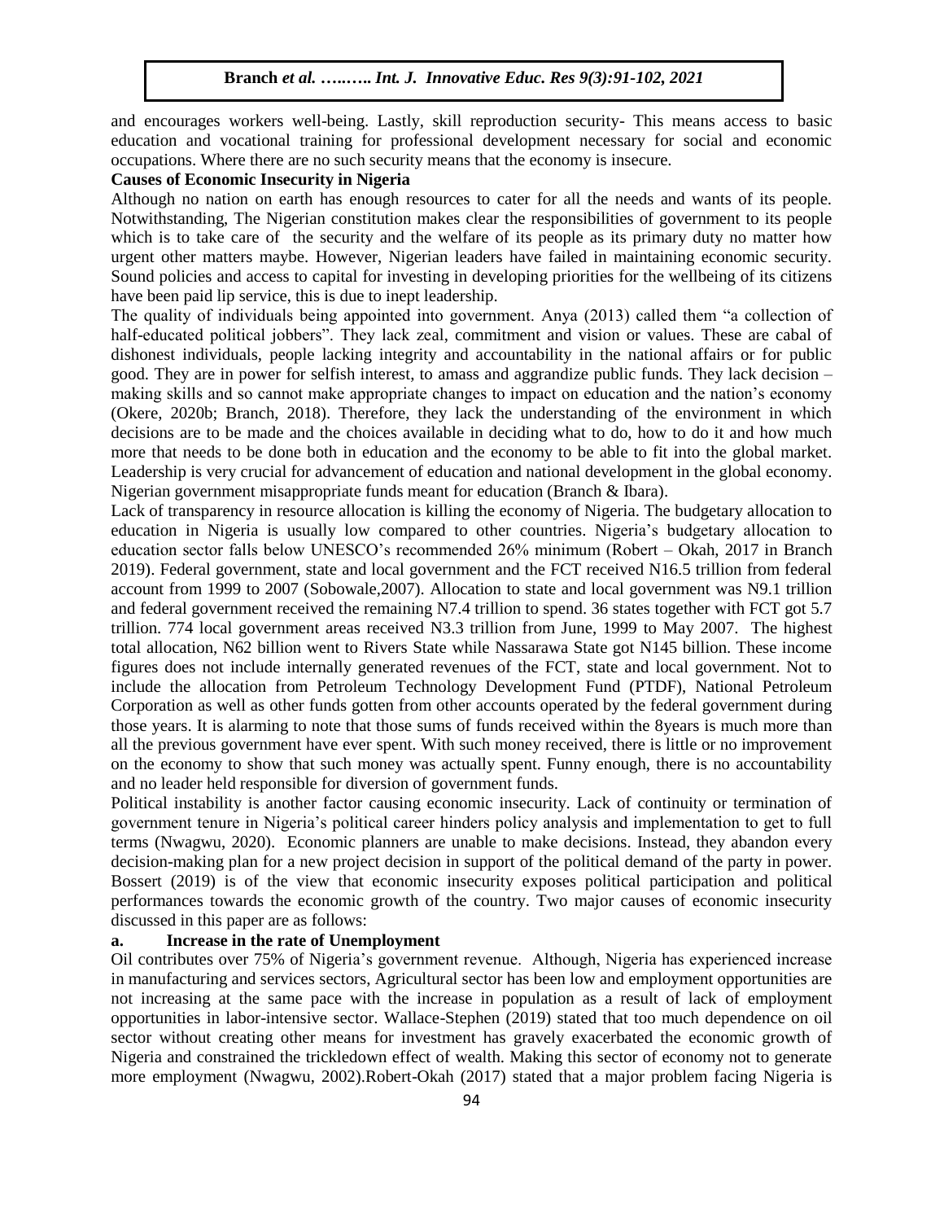and encourages workers well-being. Lastly, skill reproduction security- This means access to basic education and vocational training for professional development necessary for social and economic occupations. Where there are no such security means that the economy is insecure.

**Causes of Economic Insecurity in Nigeria**

Although no nation on earth has enough resources to cater for all the needs and wants of its people. Notwithstanding, The Nigerian constitution makes clear the responsibilities of government to its people which is to take care of the security and the welfare of its people as its primary duty no matter how urgent other matters maybe. However, Nigerian leaders have failed in maintaining economic security. Sound policies and access to capital for investing in developing priorities for the wellbeing of its citizens have been paid lip service, this is due to inept leadership.

The quality of individuals being appointed into government. Anya (2013) called them "a collection of half-educated political jobbers". They lack zeal, commitment and vision or values. These are cabal of dishonest individuals, people lacking integrity and accountability in the national affairs or for public good. They are in power for selfish interest, to amass and aggrandize public funds. They lack decision – making skills and so cannot make appropriate changes to impact on education and the nation's economy (Okere, 2020b; Branch, 2018). Therefore, they lack the understanding of the environment in which decisions are to be made and the choices available in deciding what to do, how to do it and how much more that needs to be done both in education and the economy to be able to fit into the global market. Leadership is very crucial for advancement of education and national development in the global economy. Nigerian government misappropriate funds meant for education (Branch & Ibara).

Lack of transparency in resource allocation is killing the economy of Nigeria. The budgetary allocation to education in Nigeria is usually low compared to other countries. Nigeria's budgetary allocation to education sector falls below UNESCO's recommended 26% minimum (Robert – Okah, 2017 in Branch 2019). Federal government, state and local government and the FCT received N16.5 trillion from federal account from 1999 to 2007 (Sobowale,2007). Allocation to state and local government was N9.1 trillion and federal government received the remaining N7.4 trillion to spend. 36 states together with FCT got 5.7 trillion. 774 local government areas received N3.3 trillion from June, 1999 to May 2007. The highest total allocation, N62 billion went to Rivers State while Nassarawa State got N145 billion. These income figures does not include internally generated revenues of the FCT, state and local government. Not to include the allocation from Petroleum Technology Development Fund (PTDF), National Petroleum Corporation as well as other funds gotten from other accounts operated by the federal government during those years. It is alarming to note that those sums of funds received within the 8years is much more than all the previous government have ever spent. With such money received, there is little or no improvement on the economy to show that such money was actually spent. Funny enough, there is no accountability and no leader held responsible for diversion of government funds.

Political instability is another factor causing economic insecurity. Lack of continuity or termination of government tenure in Nigeria's political career hinders policy analysis and implementation to get to full terms (Nwagwu, 2020). Economic planners are unable to make decisions. Instead, they abandon every decision-making plan for a new project decision in support of the political demand of the party in power. Bossert (2019) is of the view that economic insecurity exposes political participation and political performances towards the economic growth of the country. Two major causes of economic insecurity discussed in this paper are as follows:

**a. Increase in the rate of Unemployment**

Oil contributes over 75% of Nigeria's government revenue. Although, Nigeria has experienced increase in manufacturing and services sectors, Agricultural sector has been low and employment opportunities are not increasing at the same pace with the increase in population as a result of lack of employment opportunities in labor-intensive sector. Wallace-Stephen (2019) stated that too much dependence on oil sector without creating other means for investment has gravely exacerbated the economic growth of Nigeria and constrained the trickledown effect of wealth. Making this sector of economy not to generate more employment (Nwagwu, 2002).Robert-Okah (2017) stated that a major problem facing Nigeria is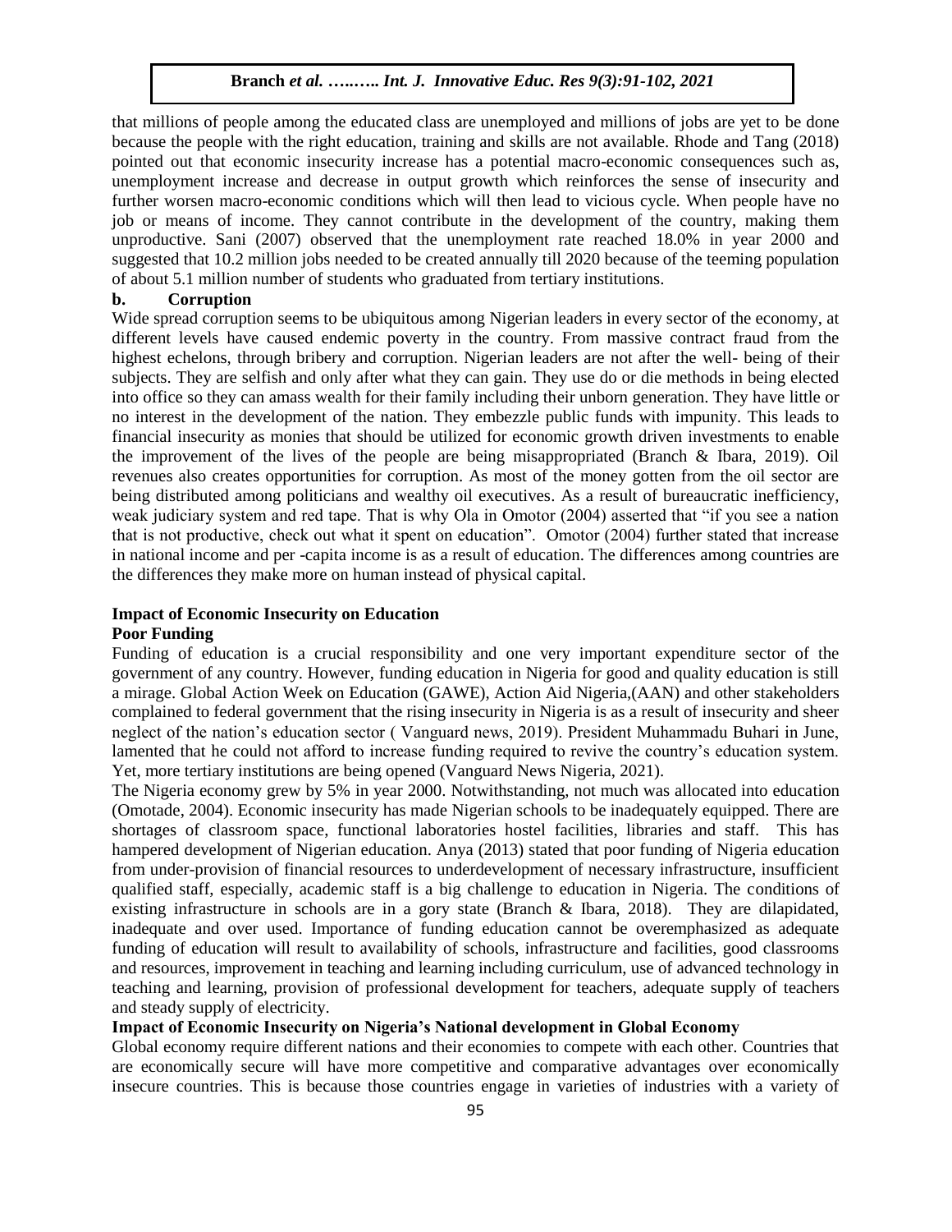that millions of people among the educated class are unemployed and millions of jobs are yet to be done because the people with the right education, training and skills are not available. Rhode and Tang (2018) pointed out that economic insecurity increase has a potential macro-economic consequences such as, unemployment increase and decrease in output growth which reinforces the sense of insecurity and further worsen macro-economic conditions which will then lead to vicious cycle. When people have no job or means of income. They cannot contribute in the development of the country, making them unproductive. Sani (2007) observed that the unemployment rate reached 18.0% in year 2000 and suggested that 10.2 million jobs needed to be created annually till 2020 because of the teeming population of about 5.1 million number of students who graduated from tertiary institutions.

**b. Corruption**

Wide spread corruption seems to be ubiquitous among Nigerian leaders in every sector of the economy, at different levels have caused endemic poverty in the country. From massive contract fraud from the highest echelons, through bribery and corruption. Nigerian leaders are not after the well- being of their subjects. They are selfish and only after what they can gain. They use do or die methods in being elected into office so they can amass wealth for their family including their unborn generation. They have little or no interest in the development of the nation. They embezzle public funds with impunity. This leads to financial insecurity as monies that should be utilized for economic growth driven investments to enable the improvement of the lives of the people are being misappropriated (Branch & Ibara, 2019). Oil revenues also creates opportunities for corruption. As most of the money gotten from the oil sector are being distributed among politicians and wealthy oil executives. As a result of bureaucratic inefficiency, weak judiciary system and red tape. That is why Ola in Omotor (2004) asserted that "if you see a nation that is not productive, check out what it spent on education". Omotor (2004) further stated that increase in national income and per -capita income is as a result of education. The differences among countries are the differences they make more on human instead of physical capital.

**Impact of Economic Insecurity on Education**

**Poor Funding**

Funding of education is a crucial responsibility and one very important expenditure sector of the government of any country. However, funding education in Nigeria for good and quality education is still a mirage. Global Action Week on Education (GAWE), Action Aid Nigeria,(AAN) and other stakeholders complained to federal government that the rising insecurity in Nigeria is as a result of insecurity and sheer neglect of the nation's education sector ( Vanguard news, 2019). President Muhammadu Buhari in June, lamented that he could not afford to increase funding required to revive the country's education system. Yet, more tertiary institutions are being opened (Vanguard News Nigeria, 2021).

The Nigeria economy grew by 5% in year 2000. Notwithstanding, not much was allocated into education (Omotade, 2004). Economic insecurity has made Nigerian schools to be inadequately equipped. There are shortages of classroom space, functional laboratories hostel facilities, libraries and staff. This has hampered development of Nigerian education. Anya (2013) stated that poor funding of Nigeria education from under-provision of financial resources to underdevelopment of necessary infrastructure, insufficient qualified staff, especially, academic staff is a big challenge to education in Nigeria. The conditions of existing infrastructure in schools are in a gory state (Branch & Ibara, 2018). They are dilapidated, inadequate and over used. Importance of funding education cannot be overemphasized as adequate funding of education will result to availability of schools, infrastructure and facilities, good classrooms and resources, improvement in teaching and learning including curriculum, use of advanced technology in teaching and learning, provision of professional development for teachers, adequate supply of teachers and steady supply of electricity.

**Impact of Economic Insecurity on Nigeria's National development in Global Economy**

Global economy require different nations and their economies to compete with each other. Countries that are economically secure will have more competitive and comparative advantages over economically insecure countries. This is because those countries engage in varieties of industries with a variety of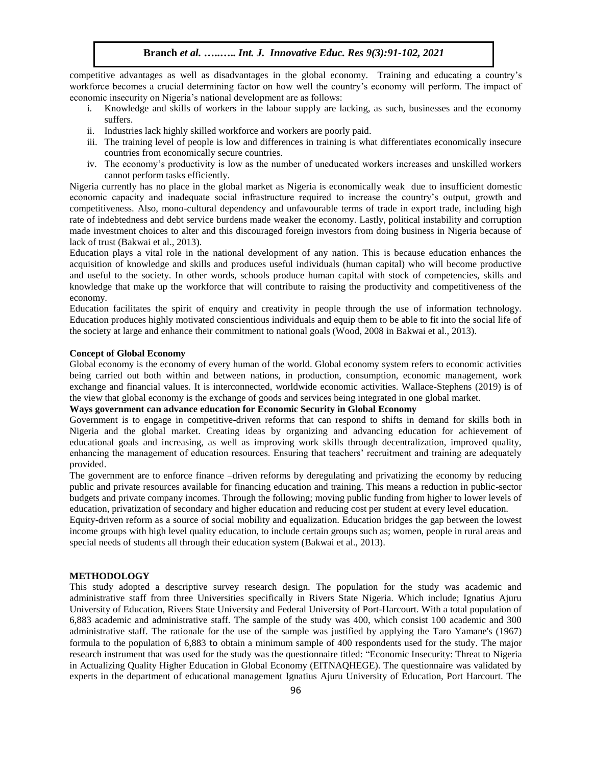competitive advantages as well as disadvantages in the global economy. Training and educating a country's workforce becomes a crucial determining factor on how well the country's economy will perform. The impact of economic insecurity on Nigeria's national development are as follows:

i. Knowledge and skills of workers in the labour supply are lacking, as such, businesses and the economy suffers.
ii. Industries lack highly skilled workforce and workers are poorly paid.
iii. The training level of people is low and differences in training is what differentiates economically insecure countries from economically secure countries.
iv. The economy's productivity is low as the number of uneducated workers increases and unskilled workers cannot perform tasks efficiently.

Nigeria currently has no place in the global market as Nigeria is economically weak due to insufficient domestic economic capacity and inadequate social infrastructure required to increase the country's output, growth and competitiveness. Also, mono-cultural dependency and unfavourable terms of trade in export trade, including high rate of indebtedness and debt service burdens made weaker the economy. Lastly, political instability and corruption made investment choices to alter and this discouraged foreign investors from doing business in Nigeria because of lack of trust (Bakwai et al., 2013).

Education plays a vital role in the national development of any nation. This is because education enhances the acquisition of knowledge and skills and produces useful individuals (human capital) who will become productive and useful to the society. In other words, schools produce human capital with stock of competencies, skills and knowledge that make up the workforce that will contribute to raising the productivity and competitiveness of the economy.

Education facilitates the spirit of enquiry and creativity in people through the use of information technology. Education produces highly motivated conscientious individuals and equip them to be able to fit into the social life of the society at large and enhance their commitment to national goals (Wood, 2008 in Bakwai et al., 2013).

**Concept of Global Economy**

Global economy is the economy of every human of the world. Global economy system refers to economic activities being carried out both within and between nations, in production, consumption, economic management, work exchange and financial values. It is interconnected, worldwide economic activities. Wallace-Stephens (2019) is of the view that global economy is the exchange of goods and services being integrated in one global market.

**Ways government can advance education for Economic Security in Global Economy**

Government is to engage in competitive-driven reforms that can respond to shifts in demand for skills both in Nigeria and the global market. Creating ideas by organizing and advancing education for achievement of educational goals and increasing, as well as improving work skills through decentralization, improved quality, enhancing the management of education resources. Ensuring that teachers' recruitment and training are adequately provided.

The government are to enforce finance –driven reforms by deregulating and privatizing the economy by reducing public and private resources available for financing education and training. This means a reduction in public-sector budgets and private company incomes. Through the following; moving public funding from higher to lower levels of education, privatization of secondary and higher education and reducing cost per student at every level education.

Equity-driven reform as a source of social mobility and equalization. Education bridges the gap between the lowest income groups with high level quality education, to include certain groups such as; women, people in rural areas and special needs of students all through their education system (Bakwai et al., 2013).

**METHODOLOGY**

This study adopted a descriptive survey research design. The population for the study was academic and administrative staff from three Universities specifically in Rivers State Nigeria. Which include; Ignatius Ajuru University of Education, Rivers State University and Federal University of Port-Harcourt. With a total population of 6,883 academic and administrative staff. The sample of the study was 400, which consist 100 academic and 300 administrative staff. The rationale for the use of the sample was justified by applying the Taro Yamane's (1967) formula to the population of 6,883 to obtain a minimum sample of 400 respondents used for the study. The major research instrument that was used for the study was the questionnaire titled: "Economic Insecurity: Threat to Nigeria in Actualizing Quality Higher Education in Global Economy (EITNAQHEGE). The questionnaire was validated by experts in the department of educational management Ignatius Ajuru University of Education, Port Harcourt. The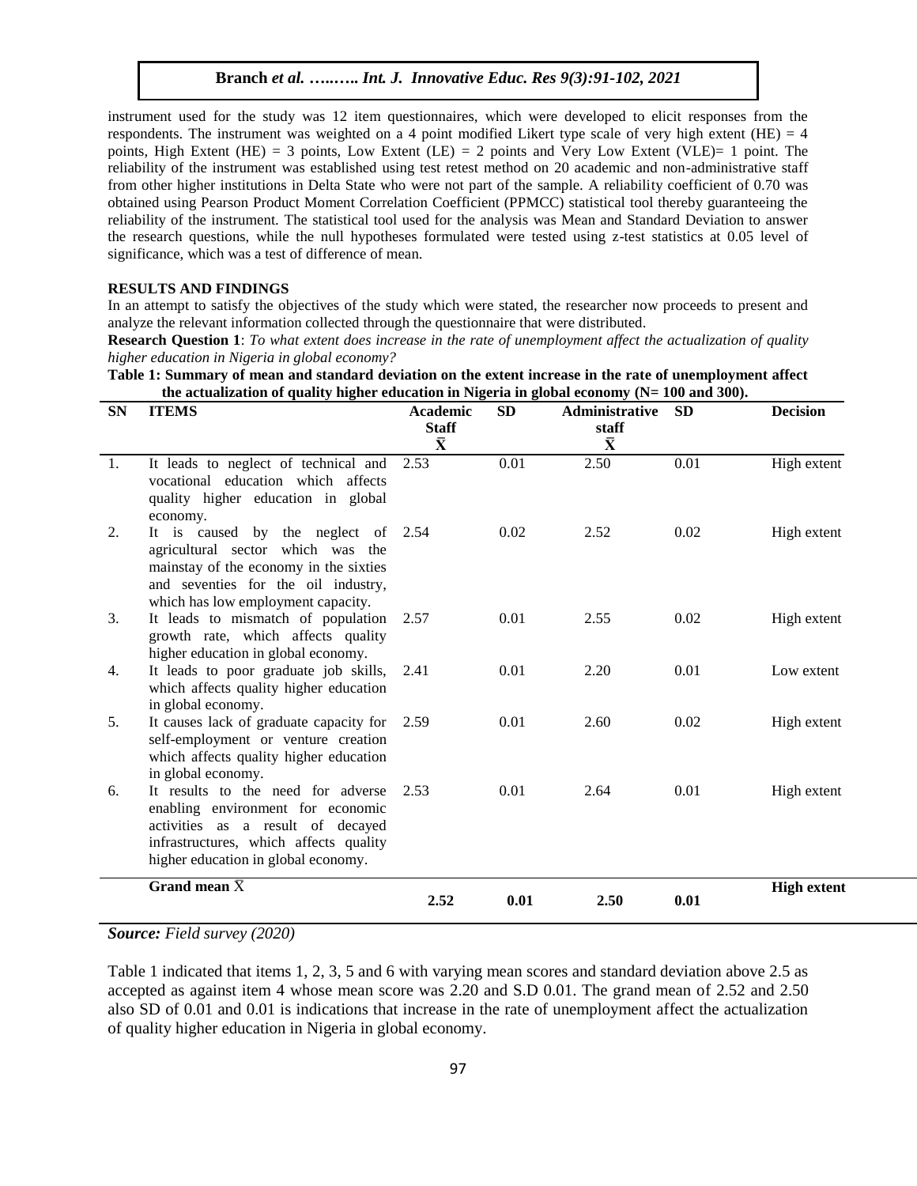instrument used for the study was 12 item questionnaires, which were developed to elicit responses from the respondents. The instrument was weighted on a 4 point modified Likert type scale of very high extent (HE) = 4 points, High Extent (HE) = 3 points, Low Extent (LE) = 2 points and Very Low Extent (VLE)= 1 point. The reliability of the instrument was established using test retest method on 20 academic and non-administrative staff from other higher institutions in Delta State who were not part of the sample. A reliability coefficient of 0.70 was obtained using Pearson Product Moment Correlation Coefficient (PPMCC) statistical tool thereby guaranteeing the reliability of the instrument. The statistical tool used for the analysis was Mean and Standard Deviation to answer the research questions, while the null hypotheses formulated were tested using z-test statistics at 0.05 level of significance, which was a test of difference of mean.

## RESULTS AND FINDINGS

In an attempt to satisfy the objectives of the study which were stated, the researcher now proceeds to present and analyze the relevant information collected through the questionnaire that were distributed.

**Research Question 1**: *To what extent does increase in the rate of unemployment affect the actualization of quality higher education in Nigeria in global economy?*

**Table 1: Summary of mean and standard deviation on the extent increase in the rate of unemployment affect the actualization of quality higher education in Nigeria in global economy (N= 100 and 300).**

| SN | ITEMS | Academic Staff $\bar{X}$ | SD | Administrative staff $\bar{X}$ | SD | Decision |
|---|---|---|---|---|---|---|
| 1. | It leads to neglect of technical and vocational education which affects quality higher education in global economy. | 2.53 | 0.01 | 2.50 | 0.01 | High extent |
| 2. | It is caused by the neglect of agricultural sector which was the mainstay of the economy in the sixties and seventies for the oil industry, which has low employment capacity. | 2.54 | 0.02 | 2.52 | 0.02 | High extent |
| 3. | It leads to mismatch of population growth rate, which affects quality higher education in global economy. | 2.57 | 0.01 | 2.55 | 0.02 | High extent |
| 4. | It leads to poor graduate job skills, which affects quality higher education in global economy. | 2.41 | 0.01 | 2.20 | 0.01 | Low extent |
| 5. | It causes lack of graduate capacity for self-employment or venture creation which affects quality higher education in global economy. | 2.59 | 0.01 | 2.60 | 0.02 | High extent |
| 6. | It results to the need for adverse enabling environment for economic activities as a result of decayed infrastructures, which affects quality higher education in global economy. | 2.53 | 0.01 | 2.64 | 0.01 | High extent |
| | **Grand mean $\bar{X}$** | **2.52** | **0.01** | **2.50** | **0.01** | **High extent** |

***Source:*** *Field survey (2020)*

Table 1 indicated that items 1, 2, 3, 5 and 6 with varying mean scores and standard deviation above 2.5 as accepted as against item 4 whose mean score was 2.20 and S.D 0.01. The grand mean of 2.52 and 2.50 also SD of 0.01 and 0.01 is indications that increase in the rate of unemployment affect the actualization of quality higher education in Nigeria in global economy.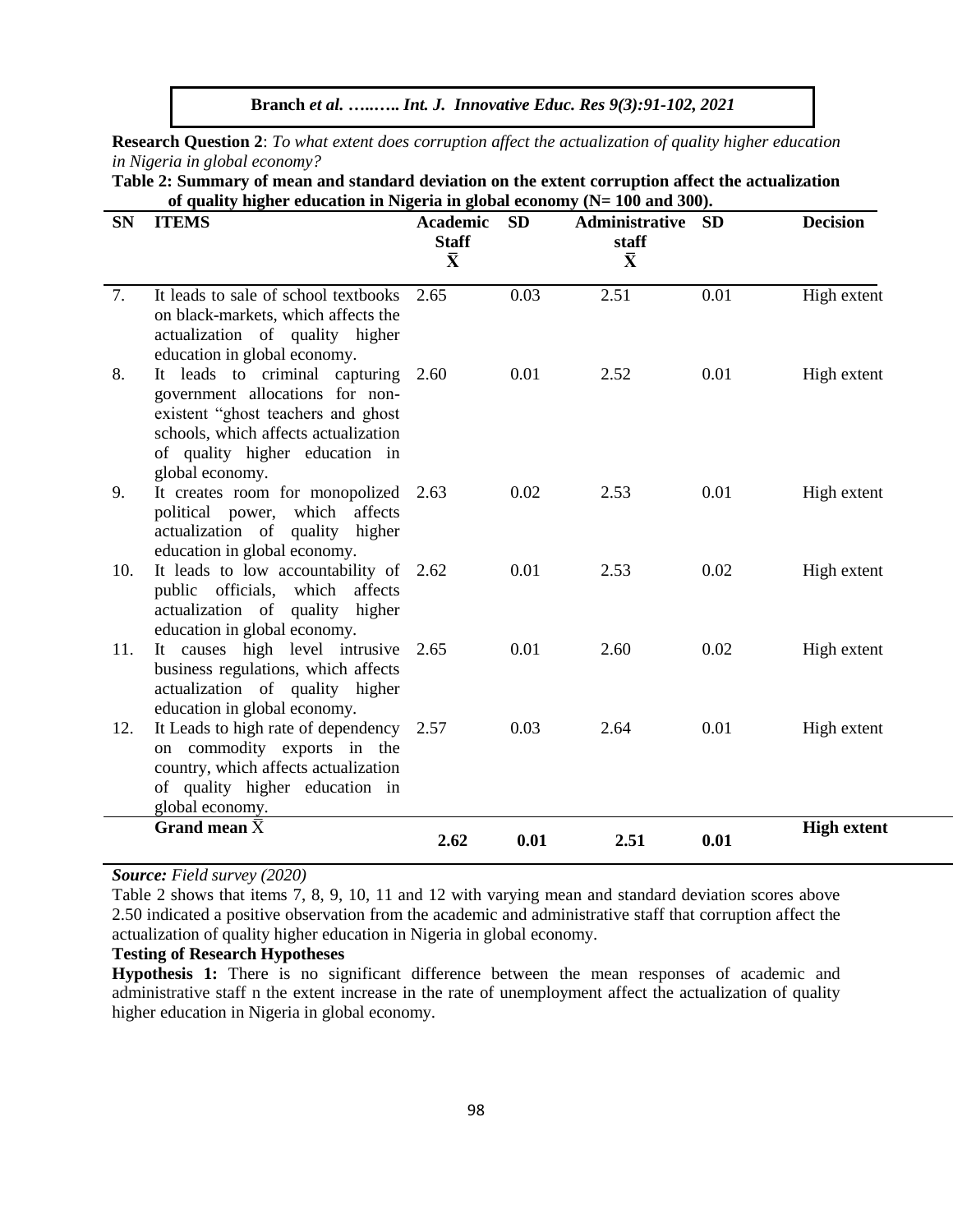**Research Question 2**: *To what extent does corruption affect the actualization of quality higher education in Nigeria in global economy?*

**Table 2: Summary of mean and standard deviation on the extent corruption affect the actualization of quality higher education in Nigeria in global economy (N= 100 and 300).**

| SN | ITEMS | Academic Staff $\bar{X}$ | SD | Administrative staff $\bar{X}$ | SD | Decision |
|---|---|---|---|---|---|---|
| 7. | It leads to sale of school textbooks on black-markets, which affects the actualization of quality higher education in global economy. | 2.65 | 0.03 | 2.51 | 0.01 | High extent |
| 8. | It leads to criminal capturing government allocations for non-existent "ghost teachers and ghost schools, which affects actualization of quality higher education in global economy. | 2.60 | 0.01 | 2.52 | 0.01 | High extent |
| 9. | It creates room for monopolized political power, which affects actualization of quality higher education in global economy. | 2.63 | 0.02 | 2.53 | 0.01 | High extent |
| 10. | It leads to low accountability of public officials, which affects actualization of quality higher education in global economy. | 2.62 | 0.01 | 2.53 | 0.02 | High extent |
| 11. | It causes high level intrusive business regulations, which affects actualization of quality higher education in global economy. | 2.65 | 0.01 | 2.60 | 0.02 | High extent |
| 12. | It Leads to high rate of dependency on commodity exports in the country, which affects actualization of quality higher education in global economy. | 2.57 | 0.03 | 2.64 | 0.01 | High extent |
| | **Grand mean $\bar{X}$** | **2.62** | **0.01** | **2.51** | **0.01** | **High extent** |

***Source:*** *Field survey (2020)*

Table 2 shows that items 7, 8, 9, 10, 11 and 12 with varying mean and standard deviation scores above 2.50 indicated a positive observation from the academic and administrative staff that corruption affect the actualization of quality higher education in Nigeria in global economy.

**Testing of Research Hypotheses**

**Hypothesis 1:** There is no significant difference between the mean responses of academic and administrative staff n the extent increase in the rate of unemployment affect the actualization of quality higher education in Nigeria in global economy.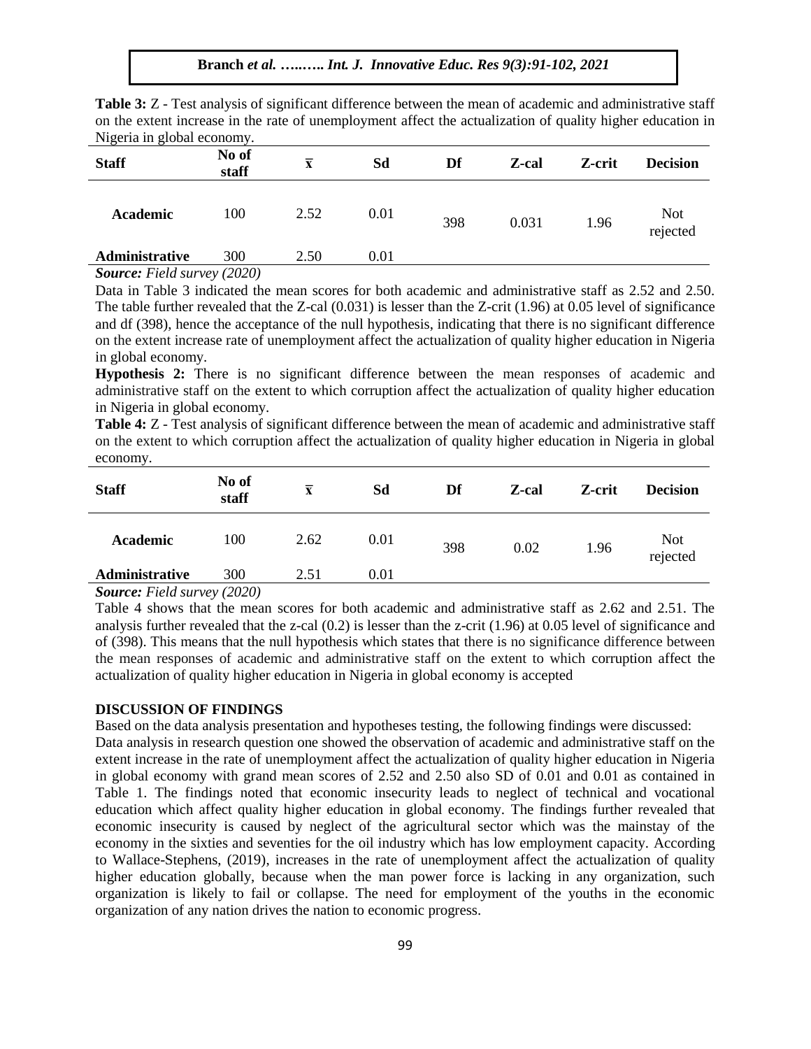**Table 3:** Z - Test analysis of significant difference between the mean of academic and administrative staff on the extent increase in the rate of unemployment affect the actualization of quality higher education in Nigeria in global economy.

| Staff | No of staff | $\bar{x}$ | Sd | Df | Z-cal | Z-crit | Decision |
|---|---|---|---|---|---|---|---|
| **Academic** | 100 | 2.52 | 0.01 | 398 | 0.031 | 1.96 | Not rejected |
| **Administrative** | 300 | 2.50 | 0.01 | | | | |

***Source:*** *Field survey (2020)*

Data in Table 3 indicated the mean scores for both academic and administrative staff as 2.52 and 2.50. The table further revealed that the Z-cal (0.031) is lesser than the Z-crit (1.96) at 0.05 level of significance and df (398), hence the acceptance of the null hypothesis, indicating that there is no significant difference on the extent increase rate of unemployment affect the actualization of quality higher education in Nigeria in global economy.

**Hypothesis 2:** There is no significant difference between the mean responses of academic and administrative staff on the extent to which corruption affect the actualization of quality higher education in Nigeria in global economy.

**Table 4:** Z - Test analysis of significant difference between the mean of academic and administrative staff on the extent to which corruption affect the actualization of quality higher education in Nigeria in global economy.

| Staff | No of staff | $\bar{x}$ | Sd | Df | Z-cal | Z-crit | Decision |
|---|---|---|---|---|---|---|---|
| **Academic** | 100 | 2.62 | 0.01 | 398 | 0.02 | 1.96 | Not rejected |
| **Administrative** | 300 | 2.51 | 0.01 | | | | |

***Source:*** *Field survey (2020)*

Table 4 shows that the mean scores for both academic and administrative staff as 2.62 and 2.51. The analysis further revealed that the z-cal (0.2) is lesser than the z-crit (1.96) at 0.05 level of significance and of (398). This means that the null hypothesis which states that there is no significance difference between the mean responses of academic and administrative staff on the extent to which corruption affect the actualization of quality higher education in Nigeria in global economy is accepted

## DISCUSSION OF FINDINGS

Based on the data analysis presentation and hypotheses testing, the following findings were discussed:

Data analysis in research question one showed the observation of academic and administrative staff on the extent increase in the rate of unemployment affect the actualization of quality higher education in Nigeria in global economy with grand mean scores of 2.52 and 2.50 also SD of 0.01 and 0.01 as contained in Table 1. The findings noted that economic insecurity leads to neglect of technical and vocational education which affect quality higher education in global economy. The findings further revealed that economic insecurity is caused by neglect of the agricultural sector which was the mainstay of the economy in the sixties and seventies for the oil industry which has low employment capacity. According to Wallace-Stephens, (2019), increases in the rate of unemployment affect the actualization of quality higher education globally, because when the man power force is lacking in any organization, such organization is likely to fail or collapse. The need for employment of the youths in the economic organization of any nation drives the nation to economic progress.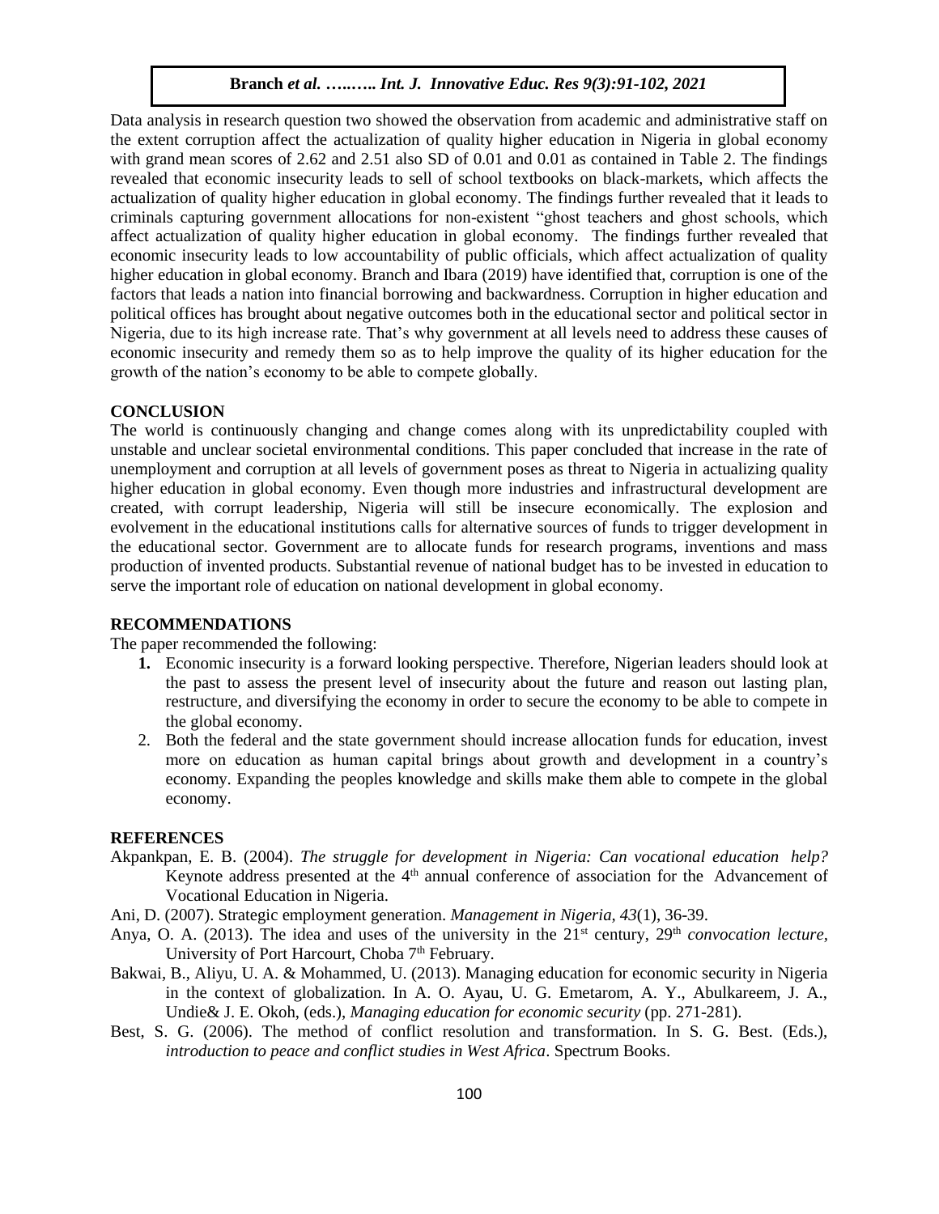Data analysis in research question two showed the observation from academic and administrative staff on the extent corruption affect the actualization of quality higher education in Nigeria in global economy with grand mean scores of 2.62 and 2.51 also SD of 0.01 and 0.01 as contained in Table 2. The findings revealed that economic insecurity leads to sell of school textbooks on black-markets, which affects the actualization of quality higher education in global economy. The findings further revealed that it leads to criminals capturing government allocations for non-existent "ghost teachers and ghost schools, which affect actualization of quality higher education in global economy. The findings further revealed that economic insecurity leads to low accountability of public officials, which affect actualization of quality higher education in global economy. Branch and Ibara (2019) have identified that, corruption is one of the factors that leads a nation into financial borrowing and backwardness. Corruption in higher education and political offices has brought about negative outcomes both in the educational sector and political sector in Nigeria, due to its high increase rate. That's why government at all levels need to address these causes of economic insecurity and remedy them so as to help improve the quality of its higher education for the growth of the nation's economy to be able to compete globally.

## CONCLUSION

The world is continuously changing and change comes along with its unpredictability coupled with unstable and unclear societal environmental conditions. This paper concluded that increase in the rate of unemployment and corruption at all levels of government poses as threat to Nigeria in actualizing quality higher education in global economy. Even though more industries and infrastructural development are created, with corrupt leadership, Nigeria will still be insecure economically. The explosion and evolvement in the educational institutions calls for alternative sources of funds to trigger development in the educational sector. Government are to allocate funds for research programs, inventions and mass production of invented products. Substantial revenue of national budget has to be invested in education to serve the important role of education on national development in global economy.

## RECOMMENDATIONS

The paper recommended the following:

1. Economic insecurity is a forward looking perspective. Therefore, Nigerian leaders should look at the past to assess the present level of insecurity about the future and reason out lasting plan, restructure, and diversifying the economy in order to secure the economy to be able to compete in the global economy.
2. Both the federal and the state government should increase allocation funds for education, invest more on education as human capital brings about growth and development in a country's economy. Expanding the peoples knowledge and skills make them able to compete in the global economy.

## REFERENCES

Akpankpan, E. B. (2004). *The struggle for development in Nigeria: Can vocational education help?* Keynote address presented at the 4th annual conference of association for the Advancement of Vocational Education in Nigeria.

Ani, D. (2007). Strategic employment generation. *Management in Nigeria, 43*(1), 36-39.

Anya, O. A. (2013). The idea and uses of the university in the 21st century, 29th *convocation lecture*, University of Port Harcourt, Choba 7th February.

Bakwai, B., Aliyu, U. A. & Mohammed, U. (2013). Managing education for economic security in Nigeria in the context of globalization. In A. O. Ayau, U. G. Emetarom, A. Y., Abulkareem, J. A., Undie& J. E. Okoh, (eds.), *Managing education for economic security* (pp. 271-281).

Best, S. G. (2006). The method of conflict resolution and transformation. In S. G. Best. (Eds.), *introduction to peace and conflict studies in West Africa*. Spectrum Books.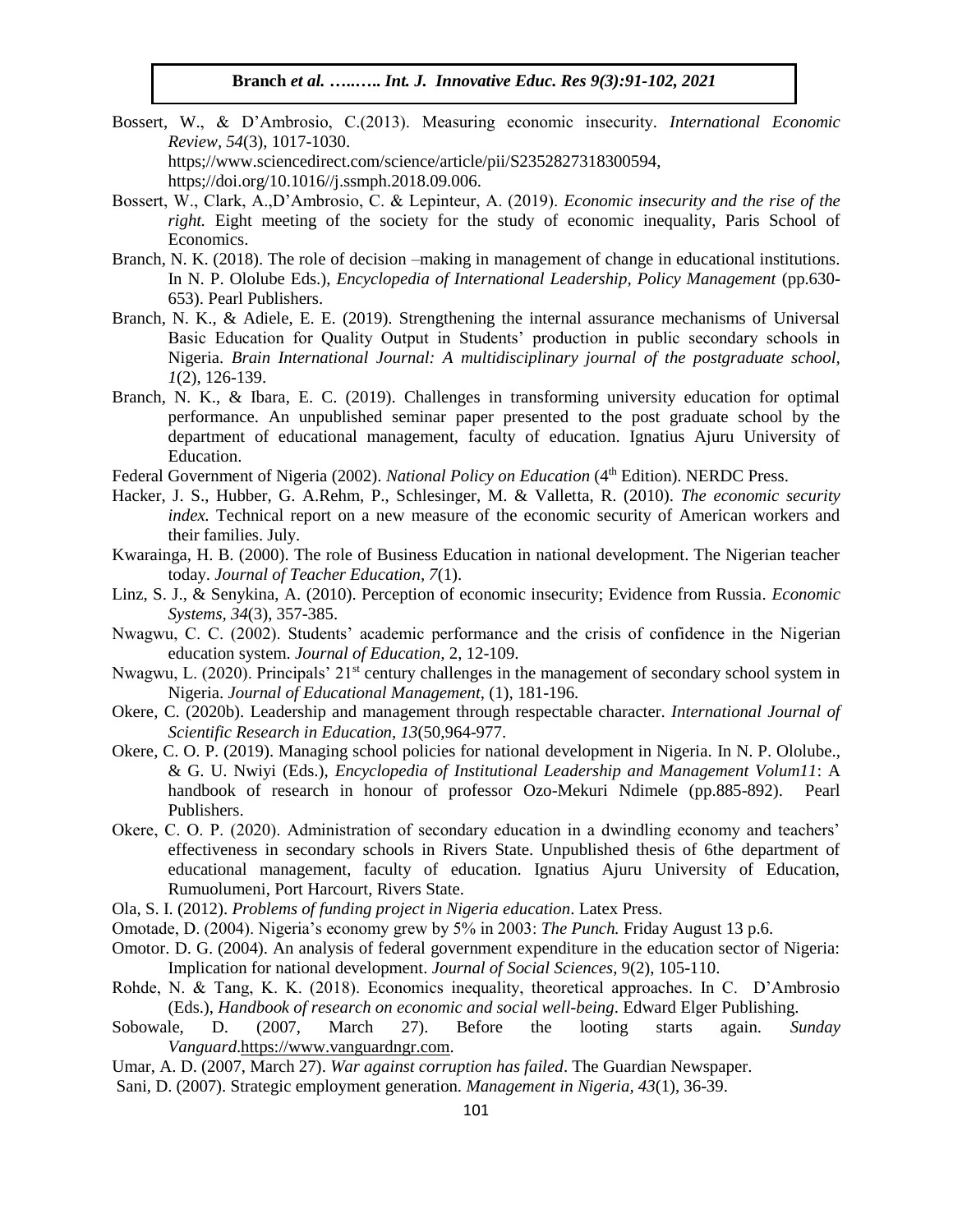Bossert, W., & D'Ambrosio, C.(2013). Measuring economic insecurity. *International Economic Review*, *54*(3), 1017-1030. https;//www.sciencedirect.com/science/article/pii/S2352827318300594, https;//doi.org/10.1016//j.ssmph.2018.09.006.

Bossert, W., Clark, A.,D'Ambrosio, C. & Lepinteur, A. (2019). *Economic insecurity and the rise of the right.* Eight meeting of the society for the study of economic inequality, Paris School of Economics.

Branch, N. K. (2018). The role of decision –making in management of change in educational institutions. In N. P. Ololube Eds.), *Encyclopedia of International Leadership, Policy Management* (pp.630-653). Pearl Publishers.

Branch, N. K., & Adiele, E. E. (2019). Strengthening the internal assurance mechanisms of Universal Basic Education for Quality Output in Students' production in public secondary schools in Nigeria. *Brain International Journal: A multidisciplinary journal of the postgraduate school*, *1*(2), 126-139.

Branch, N. K., & Ibara, E. C. (2019). Challenges in transforming university education for optimal performance. An unpublished seminar paper presented to the post graduate school by the department of educational management, faculty of education. Ignatius Ajuru University of Education.

Federal Government of Nigeria (2002). *National Policy on Education* (4th Edition). NERDC Press.

Hacker, J. S., Hubber, G. A.Rehm, P., Schlesinger, M. & Valletta, R. (2010). *The economic security index.* Technical report on a new measure of the economic security of American workers and their families. July.

Kwarainga, H. B. (2000). The role of Business Education in national development. The Nigerian teacher today. *Journal of Teacher Education, 7*(1).

Linz, S. J., & Senykina, A. (2010). Perception of economic insecurity; Evidence from Russia. *Economic Systems, 34*(3), 357-385.

Nwagwu, C. C. (2002). Students' academic performance and the crisis of confidence in the Nigerian education system. *Journal of Education,* 2, 12-109.

Nwagwu, L. (2020). Principals' 21st century challenges in the management of secondary school system in Nigeria. *Journal of Educational Management*, (1), 181-196.

Okere, C. (2020b). Leadership and management through respectable character. *International Journal of Scientific Research in Education, 13*(50,964-977.

Okere, C. O. P. (2019). Managing school policies for national development in Nigeria. In N. P. Ololube., & G. U. Nwiyi (Eds.), *Encyclopedia of Institutional Leadership and Management Volum11*: A handbook of research in honour of professor Ozo-Mekuri Ndimele (pp.885-892). Pearl Publishers.

Okere, C. O. P. (2020). Administration of secondary education in a dwindling economy and teachers' effectiveness in secondary schools in Rivers State. Unpublished thesis of 6the department of educational management, faculty of education. Ignatius Ajuru University of Education, Rumuolumeni, Port Harcourt, Rivers State.

Ola, S. I. (2012). *Problems of funding project in Nigeria education*. Latex Press.

Omotade, D. (2004). Nigeria's economy grew by 5% in 2003: *The Punch.* Friday August 13 p.6.

Omotor. D. G. (2004). An analysis of federal government expenditure in the education sector of Nigeria: Implication for national development. *Journal of Social Sciences,* 9(2), 105-110.

Rohde, N. & Tang, K. K. (2018). Economics inequality, theoretical approaches. In C. D'Ambrosio (Eds.), *Handbook of research on economic and social well-being*. Edward Elger Publishing.

Sobowale, D. (2007, March 27). Before the looting starts again. *Sunday Vanguard*.https://www.vanguardngr.com.

Umar, A. D. (2007, March 27). *War against corruption has failed*. The Guardian Newspaper.

Sani, D. (2007). Strategic employment generation. *Management in Nigeria, 43*(1), 36-39.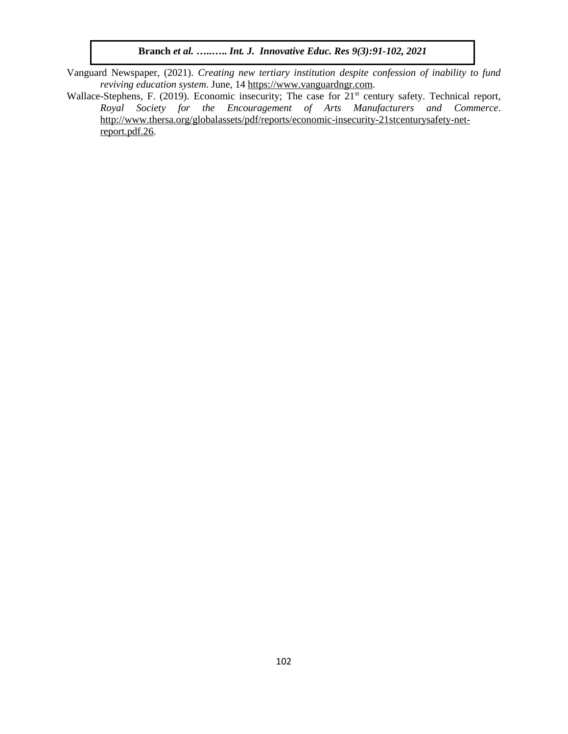Vanguard Newspaper, (2021). *Creating new tertiary institution despite confession of inability to fund reviving education system*. June, 14 https://www.vanguardngr.com.

Wallace-Stephens, F. (2019). Economic insecurity; The case for 21st century safety. Technical report, *Royal Society for the Encouragement of Arts Manufacturers and Commerce*. http://www.thersa.org/globalassets/pdf/reports/economic-insecurity-21stcenturysafety-net-report.pdf.26.